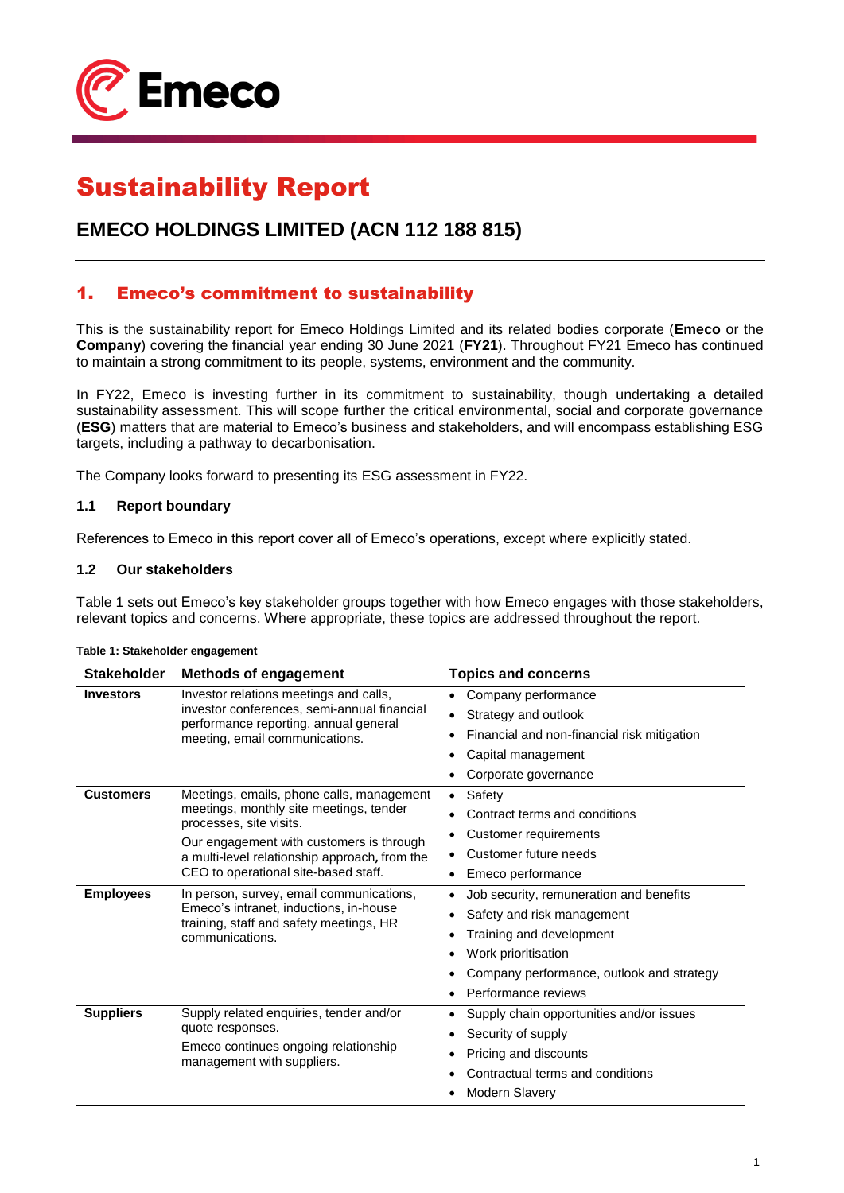# Sustainability Report

## EMECO HOLDINGS LIMITED (ACN 112 188 815)

## 1. Emeco's commitment to sustainability

This is the sustainability report for Emeco Holdings Limited and its related bodies corporate (**Emeco** or the **Company**) covering the financial year ending 30 June 2021 (**FY21**). Throughout FY21 Emeco has continued to maintain a strong commitment to its people, systems, environment and the community.

In FY22, Emeco is investing further in its commitment to sustainability, though undertaking a detailed sustainability assessment. This will scope further the critical environmental, social and corporate governance (**ESG**) matters that are material to Emeco's business and stakeholders, and will encompass establishing ESG targets, including a pathway to decarbonisation.

The Company looks forward to presenting its ESG assessment in FY22.

### 1.1 Report boundary

References to Emeco in this report cover all of Emeco's operations, except where explicitly stated.

### 1.2 Our stakeholders

Table 1 sets out Emeco's key stakeholder groups together with how Emeco engages with those stakeholders, relevant topics and concerns. Where appropriate, these topics are addressed throughout the report.

**Table 1: Stakeholder engagement**

| Stakeholder | Methods of engagement | Topics and concerns |
|---|---|---|
| **Investors** | Investor relations meetings and calls, investor conferences, semi-annual financial performance reporting, annual general meeting, email communications. | • Company performance<br>• Strategy and outlook<br>• Financial and non-financial risk mitigation<br>• Capital management<br>• Corporate governance |
| **Customers** | Meetings, emails, phone calls, management meetings, monthly site meetings, tender processes, site visits.<br>Our engagement with customers is through a multi-level relationship approach, from the CEO to operational site-based staff. | • Safety<br>• Contract terms and conditions<br>• Customer requirements<br>• Customer future needs<br>• Emeco performance |
| **Employees** | In person, survey, email communications, Emeco's intranet, inductions, in-house training, staff and safety meetings, HR communications. | • Job security, remuneration and benefits<br>• Safety and risk management<br>• Training and development<br>• Work prioritisation<br>• Company performance, outlook and strategy<br>• Performance reviews |
| **Suppliers** | Supply related enquiries, tender and/or quote responses.<br>Emeco continues ongoing relationship management with suppliers. | • Supply chain opportunities and/or issues<br>• Security of supply<br>• Pricing and discounts<br>• Contractual terms and conditions<br>• Modern Slavery |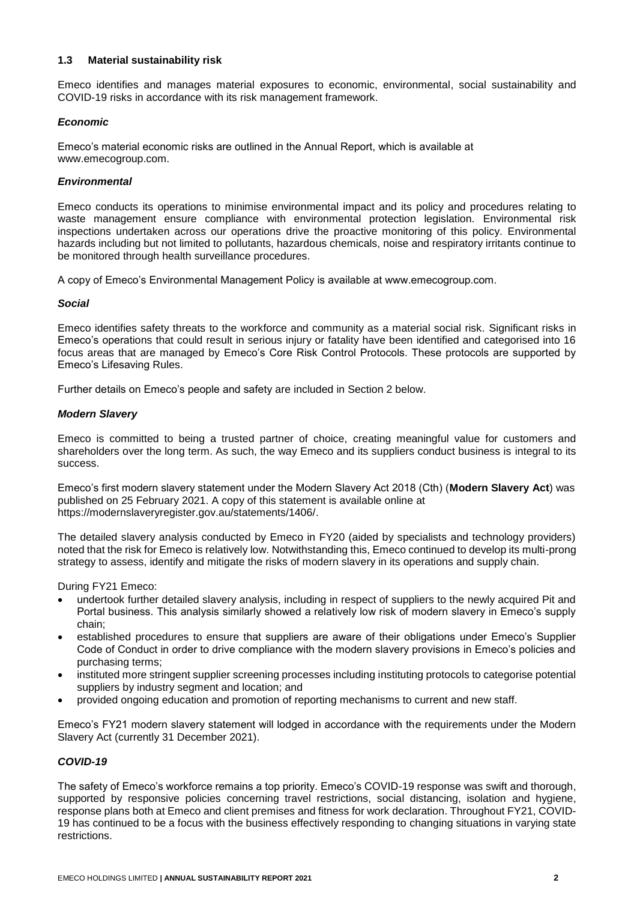### 1.3 Material sustainability risk

Emeco identifies and manages material exposures to economic, environmental, social sustainability and COVID-19 risks in accordance with its risk management framework.

#### *Economic*

Emeco's material economic risks are outlined in the Annual Report, which is available at www.emecogroup.com.

#### *Environmental*

Emeco conducts its operations to minimise environmental impact and its policy and procedures relating to waste management ensure compliance with environmental protection legislation. Environmental risk inspections undertaken across our operations drive the proactive monitoring of this policy. Environmental hazards including but not limited to pollutants, hazardous chemicals, noise and respiratory irritants continue to be monitored through health surveillance procedures.

A copy of Emeco's Environmental Management Policy is available at www.emecogroup.com.

#### *Social*

Emeco identifies safety threats to the workforce and community as a material social risk. Significant risks in Emeco's operations that could result in serious injury or fatality have been identified and categorised into 16 focus areas that are managed by Emeco's Core Risk Control Protocols. These protocols are supported by Emeco's Lifesaving Rules.

Further details on Emeco's people and safety are included in Section 2 below.

#### *Modern Slavery*

Emeco is committed to being a trusted partner of choice, creating meaningful value for customers and shareholders over the long term. As such, the way Emeco and its suppliers conduct business is integral to its success.

Emeco's first modern slavery statement under the Modern Slavery Act 2018 (Cth) (**Modern Slavery Act**) was published on 25 February 2021. A copy of this statement is available online at https://modernslaveryregister.gov.au/statements/1406/.

The detailed slavery analysis conducted by Emeco in FY20 (aided by specialists and technology providers) noted that the risk for Emeco is relatively low. Notwithstanding this, Emeco continued to develop its multi-prong strategy to assess, identify and mitigate the risks of modern slavery in its operations and supply chain.

During FY21 Emeco:

- undertook further detailed slavery analysis, including in respect of suppliers to the newly acquired Pit and Portal business. This analysis similarly showed a relatively low risk of modern slavery in Emeco's supply chain;
- established procedures to ensure that suppliers are aware of their obligations under Emeco's Supplier Code of Conduct in order to drive compliance with the modern slavery provisions in Emeco's policies and purchasing terms;
- instituted more stringent supplier screening processes including instituting protocols to categorise potential suppliers by industry segment and location; and
- provided ongoing education and promotion of reporting mechanisms to current and new staff.

Emeco's FY21 modern slavery statement will lodged in accordance with the requirements under the Modern Slavery Act (currently 31 December 2021).

#### *COVID-19*

The safety of Emeco's workforce remains a top priority. Emeco's COVID-19 response was swift and thorough, supported by responsive policies concerning travel restrictions, social distancing, isolation and hygiene, response plans both at Emeco and client premises and fitness for work declaration. Throughout FY21, COVID-19 has continued to be a focus with the business effectively responding to changing situations in varying state restrictions.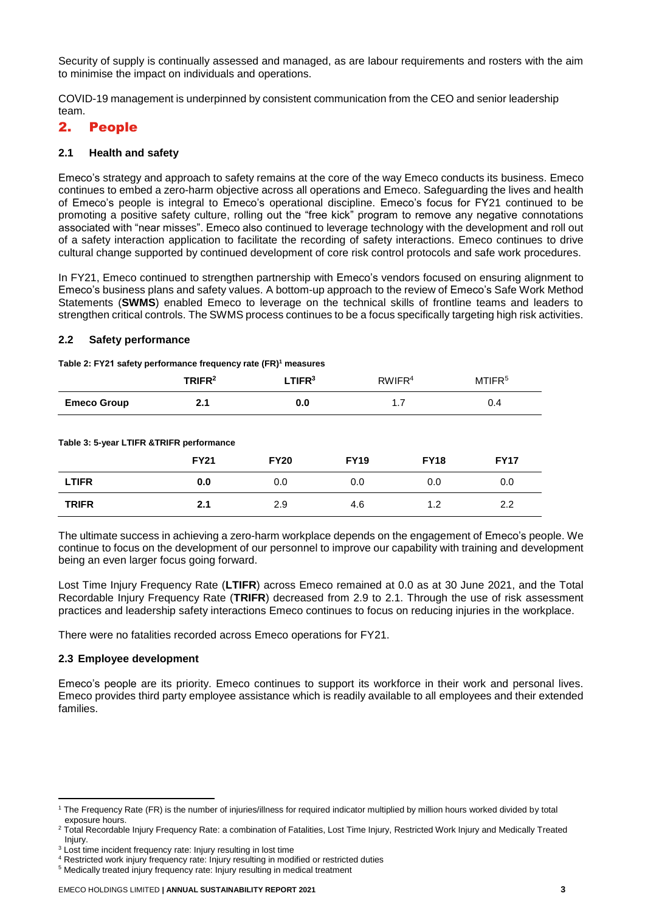Security of supply is continually assessed and managed, as are labour requirements and rosters with the aim to minimise the impact on individuals and operations.

COVID-19 management is underpinned by consistent communication from the CEO and senior leadership team.

## 2. People

### 2.1 Health and safety

Emeco's strategy and approach to safety remains at the core of the way Emeco conducts its business. Emeco continues to embed a zero-harm objective across all operations and Emeco. Safeguarding the lives and health of Emeco's people is integral to Emeco's operational discipline. Emeco's focus for FY21 continued to be promoting a positive safety culture, rolling out the "free kick" program to remove any negative connotations associated with "near misses". Emeco also continued to leverage technology with the development and roll out of a safety interaction application to facilitate the recording of safety interactions. Emeco continues to drive cultural change supported by continued development of core risk control protocols and safe work procedures.

In FY21, Emeco continued to strengthen partnership with Emeco's vendors focused on ensuring alignment to Emeco's business plans and safety values. A bottom-up approach to the review of Emeco's Safe Work Method Statements (**SWMS**) enabled Emeco to leverage on the technical skills of frontline teams and leaders to strengthen critical controls. The SWMS process continues to be a focus specifically targeting high risk activities.

### 2.2 Safety performance

**Table 2: FY21 safety performance frequency rate (FR)[1] measures**

| | TRIFR[2] | LTIFR[3] | RWIFR[4] | MTIFR[5] |
|---|---|---|---|---|
| **Emeco Group** | **2.1** | **0.0** | 1.7 | 0.4 |

**Table 3: 5-year LTIFR &TRIFR performance**

| | FY21 | FY20 | FY19 | FY18 | FY17 |
|---|---|---|---|---|---|
| **LTIFR** | **0.0** | 0.0 | 0.0 | 0.0 | 0.0 |
| **TRIFR** | **2.1** | 2.9 | 4.6 | 1.2 | 2.2 |

The ultimate success in achieving a zero-harm workplace depends on the engagement of Emeco's people. We continue to focus on the development of our personnel to improve our capability with training and development being an even larger focus going forward.

Lost Time Injury Frequency Rate (**LTIFR**) across Emeco remained at 0.0 as at 30 June 2021, and the Total Recordable Injury Frequency Rate (**TRIFR**) decreased from 2.9 to 2.1. Through the use of risk assessment practices and leadership safety interactions Emeco continues to focus on reducing injuries in the workplace.

There were no fatalities recorded across Emeco operations for FY21.

### 2.3 Employee development

Emeco's people are its priority. Emeco continues to support its workforce in their work and personal lives. Emeco provides third party employee assistance which is readily available to all employees and their extended families.

---

[1] The Frequency Rate (FR) is the number of injuries/illness for required indicator multiplied by million hours worked divided by total exposure hours.

[2] Total Recordable Injury Frequency Rate: a combination of Fatalities, Lost Time Injury, Restricted Work Injury and Medically Treated Injury.

[3] Lost time incident frequency rate: Injury resulting in lost time

[4] Restricted work injury frequency rate: Injury resulting in modified or restricted duties

[5] Medically treated injury frequency rate: Injury resulting in medical treatment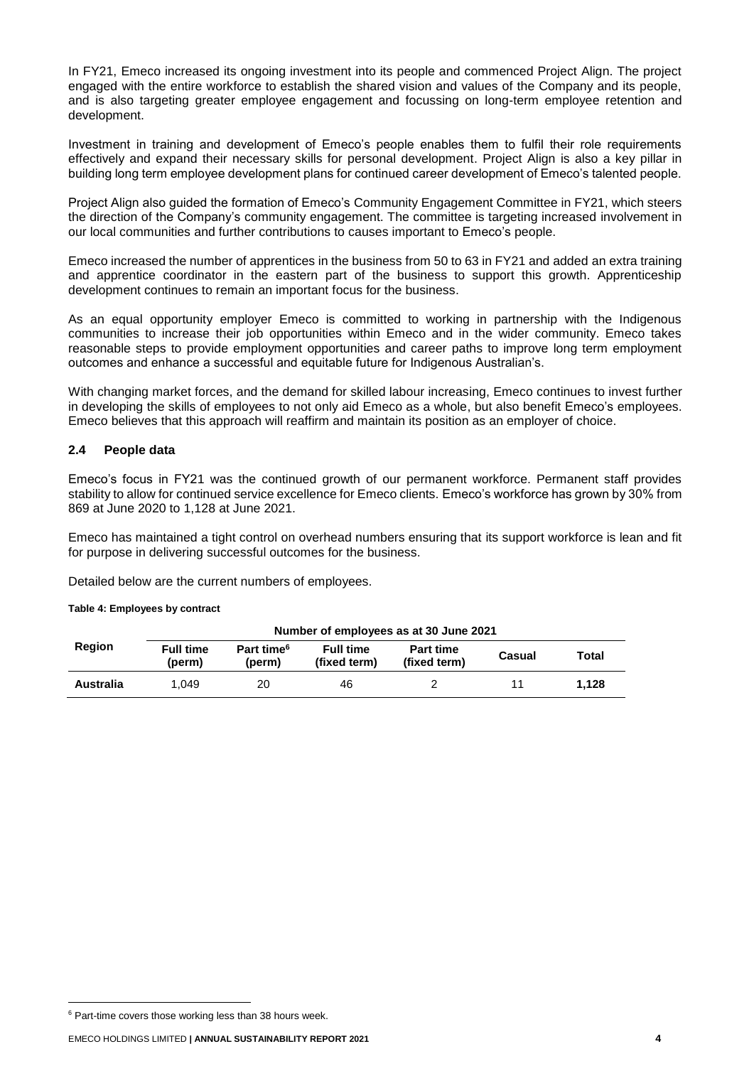In FY21, Emeco increased its ongoing investment into its people and commenced Project Align. The project engaged with the entire workforce to establish the shared vision and values of the Company and its people, and is also targeting greater employee engagement and focussing on long-term employee retention and development.

Investment in training and development of Emeco's people enables them to fulfil their role requirements effectively and expand their necessary skills for personal development. Project Align is also a key pillar in building long term employee development plans for continued career development of Emeco's talented people.

Project Align also guided the formation of Emeco's Community Engagement Committee in FY21, which steers the direction of the Company's community engagement. The committee is targeting increased involvement in our local communities and further contributions to causes important to Emeco's people.

Emeco increased the number of apprentices in the business from 50 to 63 in FY21 and added an extra training and apprentice coordinator in the eastern part of the business to support this growth. Apprenticeship development continues to remain an important focus for the business.

As an equal opportunity employer Emeco is committed to working in partnership with the Indigenous communities to increase their job opportunities within Emeco and in the wider community. Emeco takes reasonable steps to provide employment opportunities and career paths to improve long term employment outcomes and enhance a successful and equitable future for Indigenous Australian's.

With changing market forces, and the demand for skilled labour increasing, Emeco continues to invest further in developing the skills of employees to not only aid Emeco as a whole, but also benefit Emeco's employees. Emeco believes that this approach will reaffirm and maintain its position as an employer of choice.

## 2.4 People data

Emeco's focus in FY21 was the continued growth of our permanent workforce. Permanent staff provides stability to allow for continued service excellence for Emeco clients. Emeco's workforce has grown by 30% from 869 at June 2020 to 1,128 at June 2021.

Emeco has maintained a tight control on overhead numbers ensuring that its support workforce is lean and fit for purpose in delivering successful outcomes for the business.

Detailed below are the current numbers of employees.

**Table 4: Employees by contract**

| Region | Number of employees as at 30 June 2021 | | | | | |
|---|---|---|---|---|---|---|
| | Full time (perm) | Part time[6] (perm) | Full time (fixed term) | Part time (fixed term) | Casual | Total |
| **Australia** | 1,049 | 20 | 46 | 2 | 11 | **1,128** |

[6] Part-time covers those working less than 38 hours week.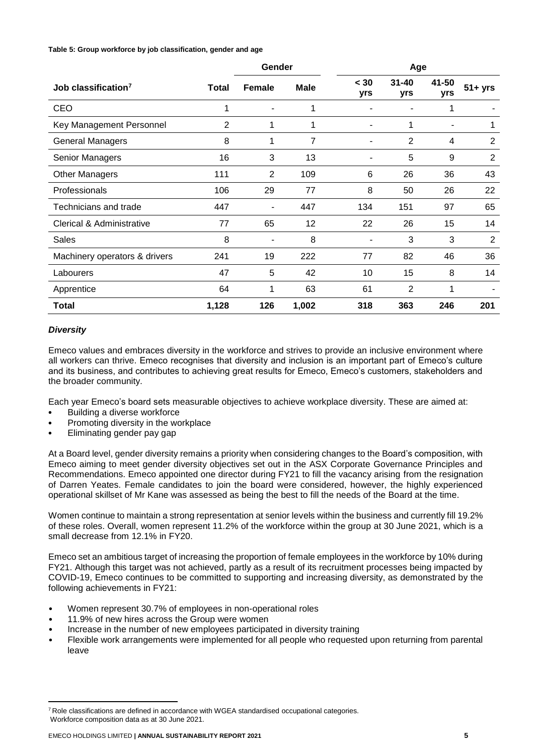**Table 5: Group workforce by job classification, gender and age**

| | | Gender | | Age | | | |
|---|---|---|---|---|---|---|---|
| Job classification[7] | Total | Female | Male | < 30 yrs | 31-40 yrs | 41-50 yrs | 51+ yrs |
| CEO | 1 | - | 1 | - | - | 1 | - |
| Key Management Personnel | 2 | 1 | 1 | - | 1 | - | 1 |
| General Managers | 8 | 1 | 7 | - | 2 | 4 | 2 |
| Senior Managers | 16 | 3 | 13 | - | 5 | 9 | 2 |
| Other Managers | 111 | 2 | 109 | 6 | 26 | 36 | 43 |
| Professionals | 106 | 29 | 77 | 8 | 50 | 26 | 22 |
| Technicians and trade | 447 | - | 447 | 134 | 151 | 97 | 65 |
| Clerical & Administrative | 77 | 65 | 12 | 22 | 26 | 15 | 14 |
| Sales | 8 | - | 8 | - | 3 | 3 | 2 |
| Machinery operators & drivers | 241 | 19 | 222 | 77 | 82 | 46 | 36 |
| Labourers | 47 | 5 | 42 | 10 | 15 | 8 | 14 |
| Apprentice | 64 | 1 | 63 | 61 | 2 | 1 | - |
| **Total** | **1,128** | **126** | **1,002** | **318** | **363** | **246** | **201** |

### *Diversity*

Emeco values and embraces diversity in the workforce and strives to provide an inclusive environment where all workers can thrive. Emeco recognises that diversity and inclusion is an important part of Emeco's culture and its business, and contributes to achieving great results for Emeco, Emeco's customers, stakeholders and the broader community.

Each year Emeco's board sets measurable objectives to achieve workplace diversity. These are aimed at:

- Building a diverse workforce
- Promoting diversity in the workplace
- Eliminating gender pay gap

At a Board level, gender diversity remains a priority when considering changes to the Board's composition, with Emeco aiming to meet gender diversity objectives set out in the ASX Corporate Governance Principles and Recommendations. Emeco appointed one director during FY21 to fill the vacancy arising from the resignation of Darren Yeates. Female candidates to join the board were considered, however, the highly experienced operational skillset of Mr Kane was assessed as being the best to fill the needs of the Board at the time.

Women continue to maintain a strong representation at senior levels within the business and currently fill 19.2% of these roles. Overall, women represent 11.2% of the workforce within the group at 30 June 2021, which is a small decrease from 12.1% in FY20.

Emeco set an ambitious target of increasing the proportion of female employees in the workforce by 10% during FY21. Although this target was not achieved, partly as a result of its recruitment processes being impacted by COVID-19, Emeco continues to be committed to supporting and increasing diversity, as demonstrated by the following achievements in FY21:

- Women represent 30.7% of employees in non-operational roles
- 11.9% of new hires across the Group were women
- Increase in the number of new employees participated in diversity training
- Flexible work arrangements were implemented for all people who requested upon returning from parental leave

[7] Role classifications are defined in accordance with WGEA standardised occupational categories. Workforce composition data as at 30 June 2021.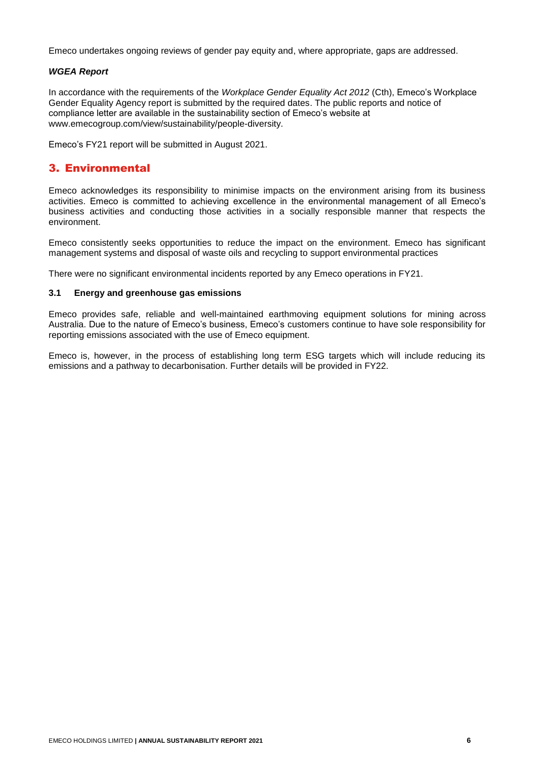Emeco undertakes ongoing reviews of gender pay equity and, where appropriate, gaps are addressed.

***WGEA Report***

In accordance with the requirements of the *Workplace Gender Equality Act 2012* (Cth), Emeco's Workplace Gender Equality Agency report is submitted by the required dates. The public reports and notice of compliance letter are available in the sustainability section of Emeco's website at www.emecogroup.com/view/sustainability/people-diversity.

Emeco's FY21 report will be submitted in August 2021.

## 3. Environmental

Emeco acknowledges its responsibility to minimise impacts on the environment arising from its business activities. Emeco is committed to achieving excellence in the environmental management of all Emeco's business activities and conducting those activities in a socially responsible manner that respects the environment.

Emeco consistently seeks opportunities to reduce the impact on the environment. Emeco has significant management systems and disposal of waste oils and recycling to support environmental practices

There were no significant environmental incidents reported by any Emeco operations in FY21.

### 3.1 Energy and greenhouse gas emissions

Emeco provides safe, reliable and well-maintained earthmoving equipment solutions for mining across Australia. Due to the nature of Emeco's business, Emeco's customers continue to have sole responsibility for reporting emissions associated with the use of Emeco equipment.

Emeco is, however, in the process of establishing long term ESG targets which will include reducing its emissions and a pathway to decarbonisation. Further details will be provided in FY22.